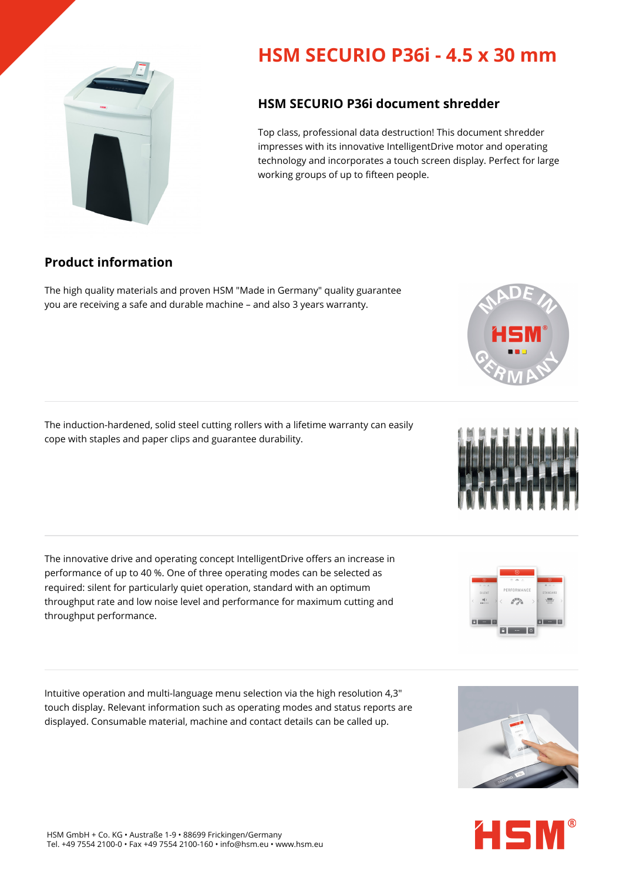# HSM SECURIO P36i - 4.5 x 30 mm

## HSM SECURIO P36i document shredder

Top class, professional data destruction! This document shredder impresses with its innovative IntelligentDrive motor and operating technology and incorporates a touch screen display. Perfect for large working groups of up to fifteen people.

## Product information

The high quality materials and proven HSM "Made in Germany" quality guarantee you are receiving a safe and durable machine – and also 3 years warranty.

The induction-hardened, solid steel cutting rollers with a lifetime warranty can easily cope with staples and paper clips and guarantee durability.

The innovative drive and operating concept IntelligentDrive offers an increase in performance of up to 40 %. One of three operating modes can be selected as required: silent for particularly quiet operation, standard with an optimum throughput rate and low noise level and performance for maximum cutting and throughput performance.

Intuitive operation and multi-language menu selection via the high resolution 4,3" touch display. Relevant information such as operating modes and status reports are displayed. Consumable material, machine and contact details can be called up.

HSM GmbH + Co. KG • Austraße 1-9 • 88699 Frickingen/Germany
Tel. +49 7554 2100-0 • Fax +49 7554 2100-160 • info@hsm.eu • www.hsm.eu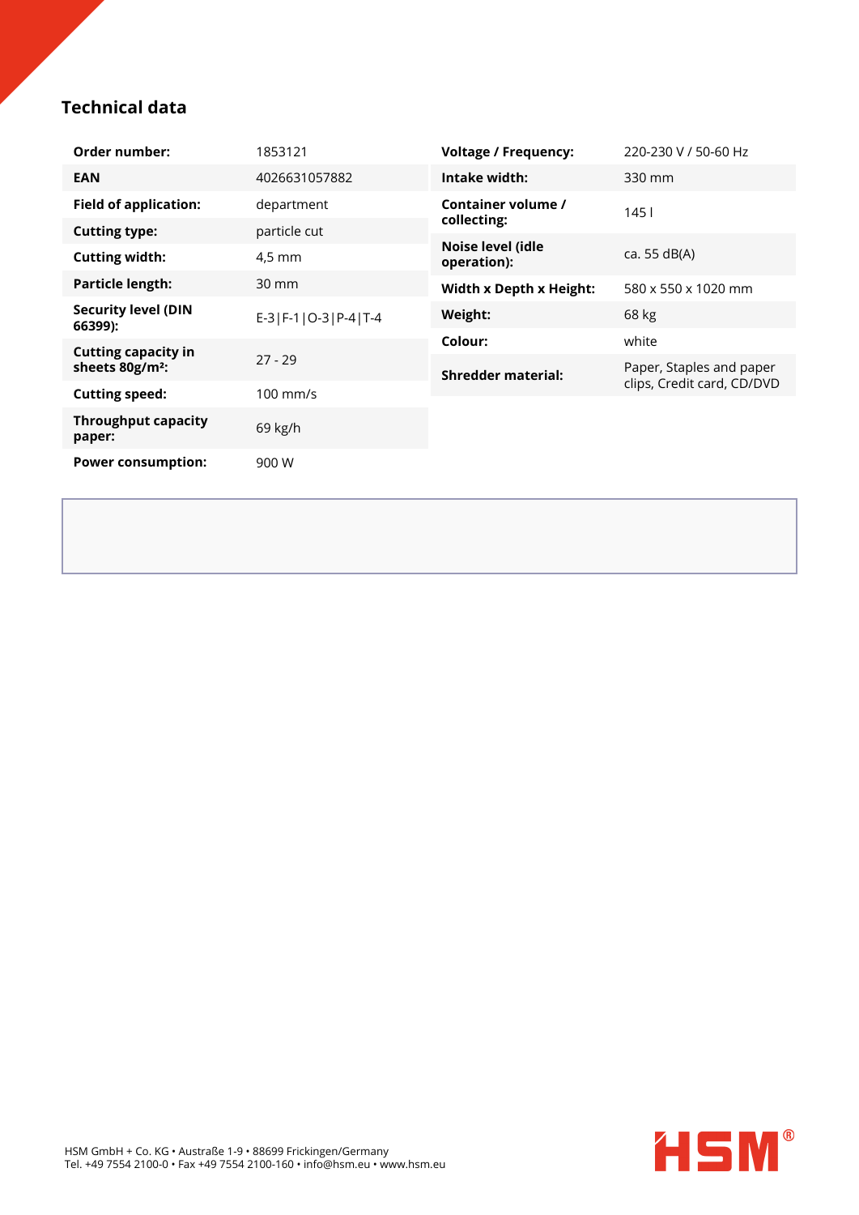## Technical data

| | |
|---|---|
| **Order number:** | 1853121 |
| **EAN** | 4026631057882 |
| **Field of application:** | department |
| **Cutting type:** | particle cut |
| **Cutting width:** | 4,5 mm |
| **Particle length:** | 30 mm |
| **Security level (DIN 66399):** | E-3\|F-1\|O-3\|P-4\|T-4 |
| **Cutting capacity in sheets 80g/m²:** | 27 - 29 |
| **Cutting speed:** | 100 mm/s |
| **Throughput capacity paper:** | 69 kg/h |
| **Power consumption:** | 900 W |
| **Voltage / Frequency:** | 220-230 V / 50-60 Hz |
| **Intake width:** | 330 mm |
| **Container volume / collecting:** | 145 l |
| **Noise level (idle operation):** | ca. 55 dB(A) |
| **Width x Depth x Height:** | 580 x 550 x 1020 mm |
| **Weight:** | 68 kg |
| **Colour:** | white |
| **Shredder material:** | Paper, Staples and paper clips, Credit card, CD/DVD |

HSM GmbH + Co. KG • Austraße 1-9 • 88699 Frickingen/Germany
Tel. +49 7554 2100-0 • Fax +49 7554 2100-160 • info@hsm.eu • www.hsm.eu